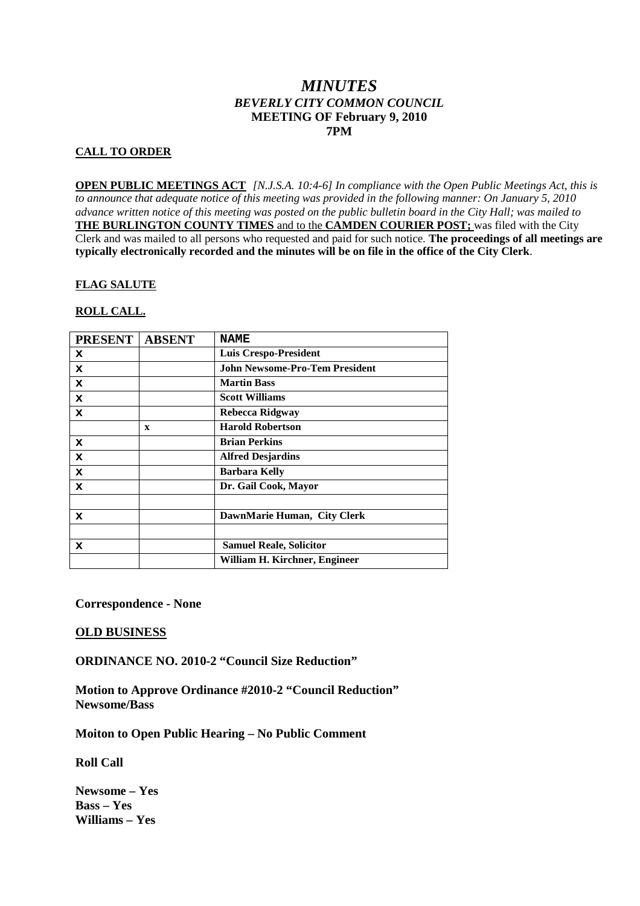# *MINUTES*
## *BEVERLY CITY COMMON COUNCIL*
## MEETING OF February 9, 2010
## 7PM

**CALL TO ORDER**

**OPEN PUBLIC MEETINGS ACT** *[N.J.S.A. 10:4-6] In compliance with the Open Public Meetings Act, this is to announce that adequate notice of this meeting was provided in the following manner: On January 5, 2010 advance written notice of this meeting was posted on the public bulletin board in the City Hall; was mailed to* **THE BURLINGTON COUNTY TIMES** and to the **CAMDEN COURIER POST;** was filed with the City Clerk and was mailed to all persons who requested and paid for such notice. **The proceedings of all meetings are typically electronically recorded and the minutes will be on file in the office of the City Clerk**.

**FLAG SALUTE**

**ROLL CALL.**

| PRESENT | ABSENT | NAME |
|---|---|---|
| X | | Luis Crespo-President |
| X | | John Newsome-Pro-Tem President |
| X | | Martin Bass |
| X | | Scott Williams |
| X | | Rebecca Ridgway |
| | x | Harold Robertson |
| X | | Brian Perkins |
| X | | Alfred Desjardins |
| X | | Barbara Kelly |
| X | | Dr. Gail Cook, Mayor |
| | | |
| X | | DawnMarie Human, City Clerk |
| | | |
| X | | Samuel Reale, Solicitor |
| | | William H. Kirchner, Engineer |

**Correspondence - None**

**OLD BUSINESS**

**ORDINANCE NO. 2010-2 "Council Size Reduction"**

**Motion to Approve Ordinance #2010-2 "Council Reduction"**
**Newsome/Bass**

**Moiton to Open Public Hearing – No Public Comment**

**Roll Call**

**Newsome – Yes**
**Bass – Yes**
**Williams – Yes**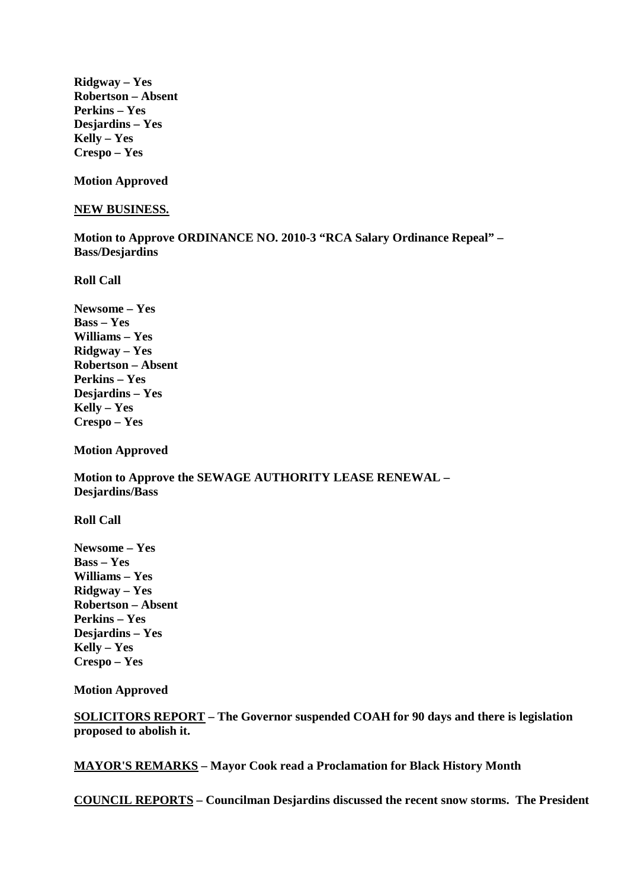**Ridgway – Yes**
**Robertson – Absent**
**Perkins – Yes**
**Desjardins – Yes**
**Kelly – Yes**
**Crespo – Yes**

**Motion Approved**

**NEW BUSINESS.**

**Motion to Approve ORDINANCE NO. 2010-3 "RCA Salary Ordinance Repeal" – Bass/Desjardins**

**Roll Call**

**Newsome – Yes**
**Bass – Yes**
**Williams – Yes**
**Ridgway – Yes**
**Robertson – Absent**
**Perkins – Yes**
**Desjardins – Yes**
**Kelly – Yes**
**Crespo – Yes**

**Motion Approved**

**Motion to Approve the SEWAGE AUTHORITY LEASE RENEWAL – Desjardins/Bass**

**Roll Call**

**Newsome – Yes**
**Bass – Yes**
**Williams – Yes**
**Ridgway – Yes**
**Robertson – Absent**
**Perkins – Yes**
**Desjardins – Yes**
**Kelly – Yes**
**Crespo – Yes**

**Motion Approved**

**SOLICITORS REPORT – The Governor suspended COAH for 90 days and there is legislation proposed to abolish it.**

**MAYOR'S REMARKS – Mayor Cook read a Proclamation for Black History Month**

**COUNCIL REPORTS – Councilman Desjardins discussed the recent snow storms. The President**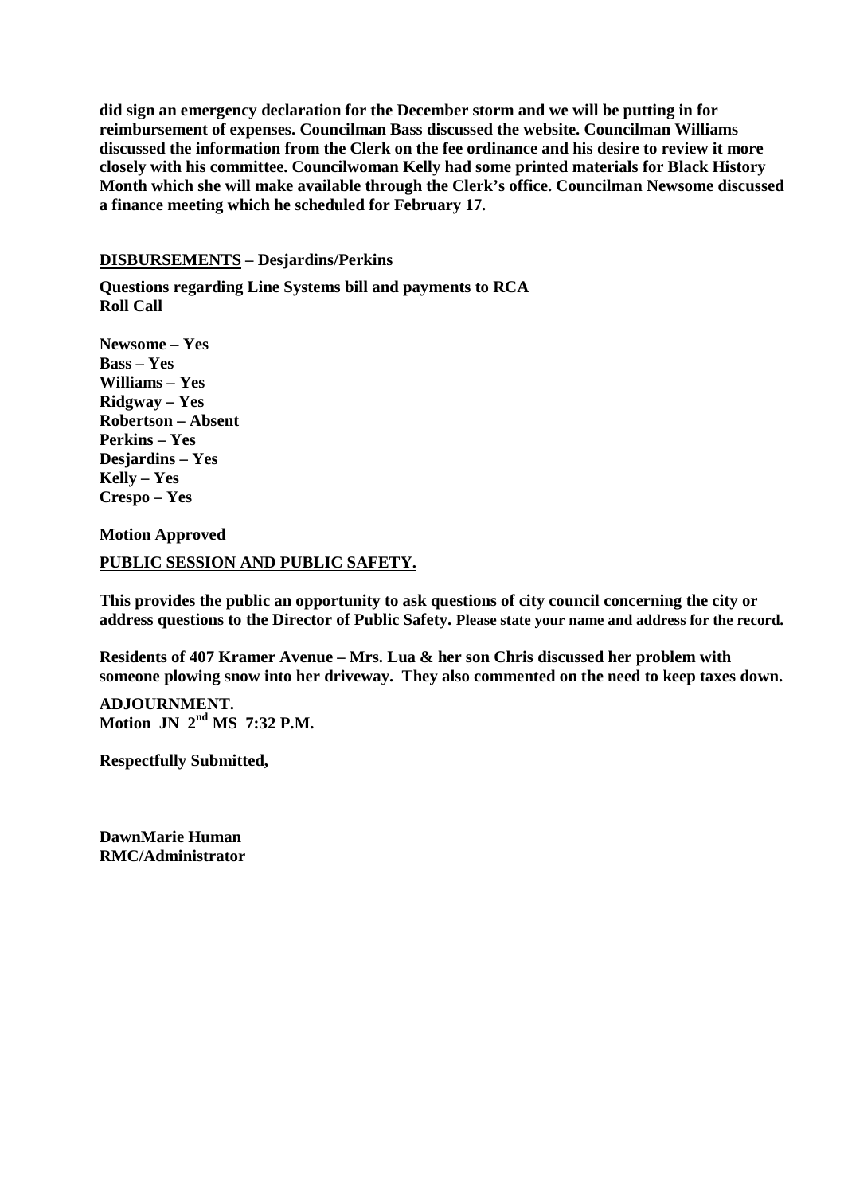**did sign an emergency declaration for the December storm and we will be putting in for reimbursement of expenses. Councilman Bass discussed the website. Councilman Williams discussed the information from the Clerk on the fee ordinance and his desire to review it more closely with his committee. Councilwoman Kelly had some printed materials for Black History Month which she will make available through the Clerk's office. Councilman Newsome discussed a finance meeting which he scheduled for February 17.**

**DISBURSEMENTS – Desjardins/Perkins**

**Questions regarding Line Systems bill and payments to RCA**
**Roll Call**

**Newsome – Yes**
**Bass – Yes**
**Williams – Yes**
**Ridgway – Yes**
**Robertson – Absent**
**Perkins – Yes**
**Desjardins – Yes**
**Kelly – Yes**
**Crespo – Yes**

**Motion Approved**

**PUBLIC SESSION AND PUBLIC SAFETY.**

**This provides the public an opportunity to ask questions of city council concerning the city or address questions to the Director of Public Safety. Please state your name and address for the record.**

**Residents of 407 Kramer Avenue – Mrs. Lua & her son Chris discussed her problem with someone plowing snow into her driveway. They also commented on the need to keep taxes down.**

**ADJOURNMENT.**
**Motion JN 2nd MS 7:32 P.M.**

**Respectfully Submitted,**

**DawnMarie Human**
**RMC/Administrator**